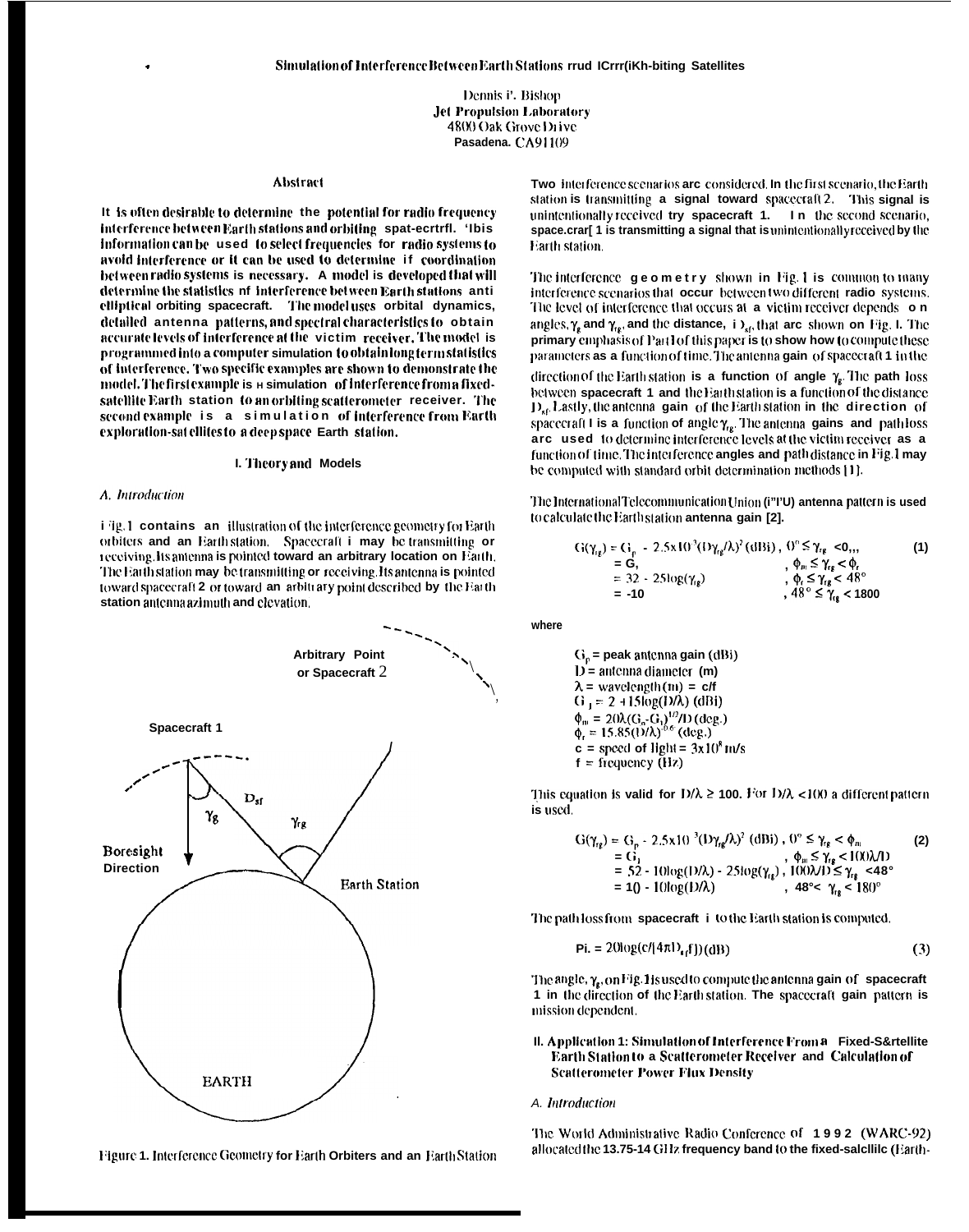# Simulation of Interference Between Earth Stations and Earth-Orbiting Satellites

Dennis P. Bishop
Jet Propulsion Laboratory
4800 Oak Grove Drive
Pasadena, CA 91109

## Abstract

**It is often desirable to determine the potential for radio frequency interference between Earth stations and orbiting spacecraft. This information can be used to select frequencies for radio systems to avoid interference or it can be used to determine if coordination between radio systems is necessary. A model is developed that will determine the statistics of interference between Earth stations and elliptical orbiting spacecraft. The model uses orbital dynamics, detailed antenna patterns, and spectral characteristics to obtain accurate levels of interference at the victim receiver. The model is programmed into a computer simulation to obtain long term statistics of interference. Two specific examples are shown to demonstrate the model. The first example is a simulation of interference from a fixed-satellite Earth station to an orbiting scatterometer receiver. The second example is a simulation of interference from Earth exploration-satellites to a deep space Earth station.**

## I. Theory and Models

### *A. Introduction*

Fig. 1 contains an illustration of the interference geometry for Earth orbiters and an Earth station. Spacecraft 1 may be transmitting or receiving. Its antenna is pointed toward an arbitrary location on Earth. The Earth station may be transmitting or receiving. Its antenna is pointed toward spacecraft 2 or toward an arbitrary point described by the Earth station antenna azimuth and elevation.

Figure 1. Interference Geometry for Earth Orbiters and an Earth Station

Two interference scenarios are considered. In the first scenario, the Earth station is transmitting a signal toward spacecraft 2. This signal is unintentionally received by spacecraft 1. In the second scenario, spacecraft 1 is transmitting a signal that is unintentionally received by the Earth station.

The interference geometry shown in Fig. 1 is common to many interference scenarios that occur between two different radio systems. The level of interference that occurs at a victim receiver depends on angles, $\gamma_g$ and $\gamma_{rg}$, and the distance, $D_{sf}$, that are shown on Fig. 1. The primary emphasis of Part I of this paper is to show how to compute these parameters as a function of time. The antenna gain of spacecraft 1 in the direction of the Earth station is a function of angle $\gamma_g$. The path loss between spacecraft 1 and the Earth station is a function of the distance $D_{sf}$. Lastly, the antenna gain of the Earth station in the direction of spacecraft 1 is a function of angle $\gamma_{rg}$. The antenna gains and path loss are used to determine interference levels at the victim receiver as a function of time. The interference angles and path distance in Fig. 1 may be computed with standard orbit determination methods [1].

The International Telecommunication Union (ITU) antenna pattern is used to calculate the Earth station antenna gain [2].

$$
\begin{aligned}
G(\gamma_{rg}) &= G_p - 2.5\times10^{-3}(D\gamma_{rg}/\lambda)^2 \ (\text{dBi}), && 0^\circ \le \gamma_{rg} < \phi_m \\
&= G_1 && , \phi_m \le \gamma_{rg} < \phi_r \\
&= 32 - 25\log(\gamma_{rg}) && , \phi_r \le \gamma_{rg} < 48^\circ \\
&= -10 && , 48^\circ \le \gamma_{rg} < 180^\circ
\end{aligned} \tag{1}
$$

where

- $G_p$ = peak antenna gain (dBi)
- $D$ = antenna diameter (m)
- $\lambda$ = wavelength (m) = c/f
- $G_1 = 2 + 15\log(D/\lambda)$ (dBi)
- $\phi_m = 20\lambda(G_p - G_1)^{1/2}/D$ (deg.)
- $\phi_r = 15.85(D/\lambda)^{-0.6}$ (deg.)
- c = speed of light = $3\times10^8$ m/s
- f = frequency (Hz)

This equation is valid for $D/\lambda \ge 100$. For $D/\lambda < 100$ a different pattern is used.

$$
\begin{aligned}
G(\gamma_{rg}) &= G_p - 2.5\times10^{-3}(D\gamma_{rg}/\lambda)^2 \ (\text{dBi}), && 0^\circ \le \gamma_{rg} < \phi_m \\
&= G_1 && , \phi_m \le \gamma_{rg} < 100\lambda/D \\
&= 52 - 10\log(D/\lambda) - 25\log(\gamma_{rg}) && , 100\lambda/D \le \gamma_{rg} < 48^\circ \\
&= 10 - 10\log(D/\lambda) && , 48^\circ < \gamma_{rg} < 180^\circ
\end{aligned} \tag{2}
$$

The path loss from spacecraft 1 to the Earth station is computed.

$$
P_L = 20\log(c/[4\pi D_{sf} f]) \ (\text{dB}) \tag{3}
$$

The angle, $\gamma_g$, on Fig. 1 is used to compute the antenna gain of spacecraft 1 in the direction of the Earth station. The spacecraft gain pattern is mission dependent.

## II. Application 1: Simulation of Interference From a Fixed-Satellite Earth Station to a Scatterometer Receiver and Calculation of Scatterometer Power Flux Density

### *A. Introduction*

The World Administrative Radio Conference of 1992 (WARC-92) allocated the 13.75-14 GHz frequency band to the fixed-satellite (Earth-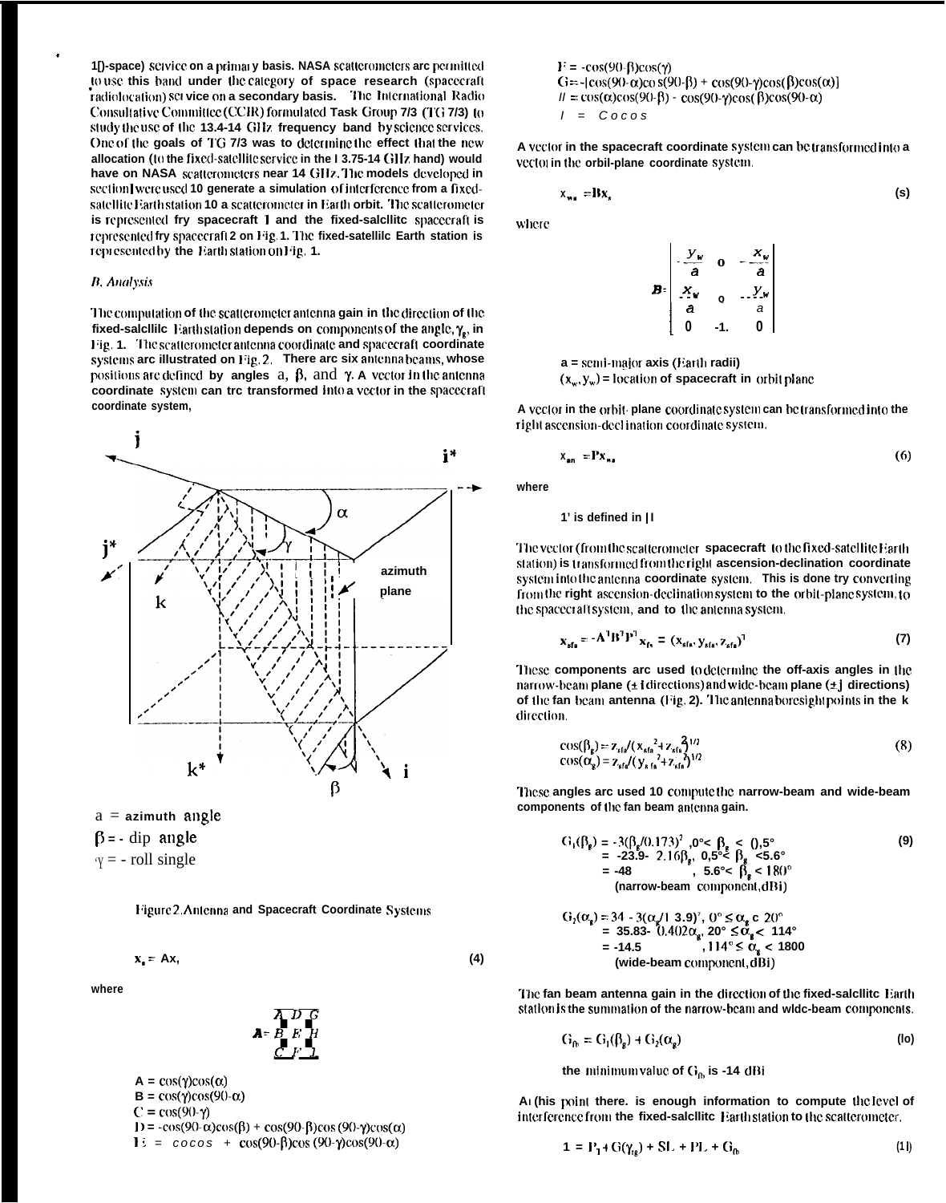D-space) service on a primary basis. NASA scatterometers are permitted to use this band under the category of space research (spacecraft radiolocation) service on a secondary basis. The International Radio Consultative Committee (CCIR) formulated Task Group 7/3 (TG 7/3) to study the use of the 13.4-14 GHz frequency band by science services. One of the goals of TG 7/3 was to determine the effect that the new allocation (to the fixed-satellite service in the 13.75-14 GHz band) would have on NASA scatterometers near 14 GHz. The models developed in section I were used to generate a simulation of interference from a fixed-satellite Earth station to a scatterometer in Earth orbit. The scatterometer is represented by spacecraft 1 and the fixed-satellite spacecraft is represented by spacecraft 2 on Fig. 1. The fixed-satellite Earth station is represented by the Earth station on Fig. 1.

## B. Analysis

The computation of the scatterometer antenna gain in the direction of the fixed-satellite Earth station depends on components of the angle, $\gamma_g$, in Fig. 1. The scatterometer antenna coordinate and spacecraft coordinate systems are illustrated on Fig. 2. There are six antenna beams, whose positions are defined by angles $\alpha$, $\beta$, and $\gamma$. A vector in the antenna coordinate system can be transformed into a vector in the spacecraft coordinate system,

$\alpha$ = azimuth angle
$\beta$ = - dip angle
$\gamma$ = - roll single

Figure 2. Antenna and Spacecraft Coordinate Systems

$$x_s = Ax, \tag{4}$$

where

$$A = \begin{bmatrix} A & D & G \\ B & E & H \\ C & F & I \end{bmatrix}$$

$A = \cos(\gamma)\cos(\alpha)$
$B = \cos(\gamma)\cos(90-\alpha)$
$C = \cos(90-\gamma)$
$D = -\cos(90-\alpha)\cos(\beta) + \cos(90-\beta)\cos(90-\gamma)\cos(\alpha)$
$E = \cos\alpha\cos\beta + \cos(90-\beta)\cos(90-\gamma)\cos(90-\alpha)$
$F = -\cos(90-\beta)\cos(\gamma)$
$G = -[\cos(90-\alpha)\cos(90-\beta) + \cos(90-\gamma)\cos(\beta)\cos(\alpha)]$
$H = \cos(\alpha)\cos(90-\beta) - \cos(90-\gamma)\cos(\beta)\cos(90-\alpha)$
$I = \cos\gamma\cos\beta$

A vector in the spacecraft coordinate system can be transformed into a vector in the orbit-plane coordinate system,

$$x_{wa} = Bx_s \tag{5}$$

where

$$B = \begin{bmatrix} -\frac{y_w}{a} & 0 & -\frac{x_w}{a} \\ \frac{x_w}{a} & 0 & -\frac{y_w}{a} \\ 0 & -1. & 0 \end{bmatrix}$$

a = semi-major axis (Earth radii)
$(x_w, y_w)$ = location of spacecraft in orbit plane

A vector in the orbit-plane coordinate system can be transformed into the right ascension-declination coordinate system.

$$x_{an} = Px_{wa} \tag{6}$$

where

P is defined in [1]

The vector (from the scatterometer spacecraft to the fixed-satellite Earth station) is transformed from the right ascension-declination coordinate system into the antenna coordinate system. This is done by converting from the right ascension-declination system to the orbit-plane system, to the spacecraft system, and to the antenna system.

$$x_{sfa} = A^T B^T P^T x_{fs} = (x_{sfa}, y_{sfa}, z_{sfa})^T \tag{7}$$

These components are used to determine the off-axis angles in the narrow-beam plane ($\pm$ i directions) and wide-beam plane ($\pm$ j directions) of the fan beam antenna (Fig. 2). The antenna boresight points in the k direction.

$$\cos(\beta_g) = z_{sfa}/(x_{sfa}{}^2 + z_{sfa}{}^2)^{1/2}$$
$$\cos(\alpha_g) = z_{sfa}/(y_{sfa}{}^2 + z_{sfa}{}^2)^{1/2} \tag{8}$$

These angles are used to compute the narrow-beam and wide-beam components of the fan beam antenna gain.

$$G_1(\beta_g) = -3(\beta_g/0.173)^2, 0° < \beta_g < 0.5° \tag{9}$$
$$= -23.9 - 2.16\beta_g, 0.5° \le \beta_g < 5.6°$$
$$= -48, 5.6° < \beta_g < 180°$$
(narrow-beam component, dBi)

$$G_2(\alpha_g) = 34 - 3(\alpha_g/13.9)^2, 0° \le \alpha_g < 20°$$
$$= 35.83 - 0.402\alpha_g, 20° \le \alpha_g < 114°$$
$$= -14.5, 114° \le \alpha_g < 180°$$
(wide-beam component, dBi)

The fan beam antenna gain in the direction of the fixed-satellite Earth station is the summation of the narrow-beam and wide-beam components.

$$G_{fb} = G_1(\beta_g) + G_2(\alpha_g) \tag{10}$$

the minimum value of $G_{fb}$ is -14 dBi

At this point there is enough information to compute the level of interference from the fixed-satellite Earth station to the scatterometer.

$$I = P_T + G(\gamma_{fg}) + SL + PL + G_{fb} \tag{11}$$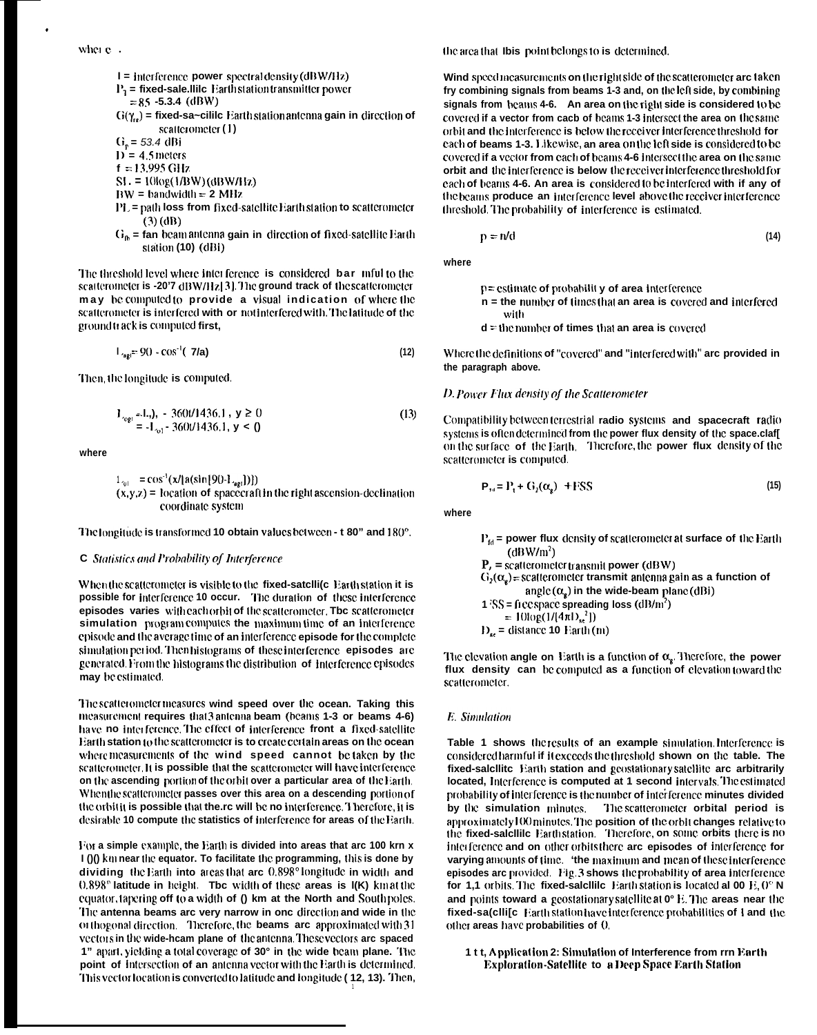where

- I = interference power spectral density (dBW/Hz)
- $P_t$ = fixed-satellite Earth station transmitter power = 85 -5.3.4 (dBW)
- $G(\gamma_{re})$ = fixed-satellite Earth station antenna gain in direction of scatterometer (1)
- $G_p$ = 53.4 dBi
- D = 4.5 meters
- f = 13.995 GHz
- SL = 10log(1/BW) (dBW/Hz)
- BW = bandwidth = 2 MHz
- PL = path loss from fixed-satellite Earth station to scatterometer (3) (dB)
- $G_{fb}$ = fan beam antenna gain in direction of fixed-satellite Earth station (10) (dBi)

The threshold level where interference is considered harmful to the scatterometer is -207 dBW/Hz [3]. The ground track of the scatterometer may be computed to provide a visual indication of where the scatterometer is interfered with or not interfered with. The latitude of the ground track is computed first,

$$L_{agl} = 90 - \cos^{-1}(7/a) \tag{12}$$

Then, the longitude is computed.

$$L_{ogl} = L_{o1} - 360t/1436.1,\ y \geq 0$$
$$= -L_{o1} - 360t/1436.1,\ y < 0 \tag{13}$$

where

- $L_{o1} = \cos^{-1}(x/[a(\sin[90-L_{agl}])])$
- (x,y,z) = location of spacecraft in the right ascension-declination coordinate system

The longitude is transformed to obtain values between -180° and 180°.

### C. *Statistics and Probability of Interference*

When the scatterometer is visible to the fixed-satellite Earth station it is possible for interference to occur. The duration of these interference episodes varies with each orbit of the scatterometer. The scatterometer simulation program computes the maximum time of an interference episode and the average time of an interference episode for the complete simulation period. Then histograms of these interference episodes are generated. From the histograms the distribution of interference episodes may be estimated.

The scatterometer measures wind speed over the ocean. Taking this measurement requires that 3 antenna beam (beams 1-3 or beams 4-6) have no interference. The effect of interference from a fixed-satellite Earth station to the scatterometer is to create certain areas on the ocean where measurements of the wind speed cannot be taken by the scatterometer. It is possible that the scatterometer will have interference on the ascending portion of the orbit over a particular area of the Earth. When the scatterometer passes over this area on a descending portion of the orbit it is possible that there will be no interference. Therefore, it is desirable to compute the statistics of interference for areas of the Earth.

For a simple example, the Earth is divided into areas that are 100 km x 100 km near the equator. To facilitate the programming, this is done by dividing the Earth into areas that are 0.898° longitude in width and 0.898° latitude in height. The width of these areas is 100 km at the equator, tapering off to a width of 0 km at the North and South poles. The antenna beams are very narrow in one direction and wide in the orthogonal direction. Therefore, the beams are approximated with 31 vectors in the wide-beam plane of the antenna. These vectors are spaced 1° apart, yielding a total coverage of 30° in the wide beam plane. The point of intersection of an antenna vector with the Earth is determined. This vector location is converted to latitude and longitude (12, 13). Then, the area that this point belongs to is determined.

Wind speed measurements on the right side of the scatterometer arc taken by combining signals from beams 1-3 and, on the left side, by combining signals from beams 4-6. An area on the right side is considered to be covered if a vector from each of beams 1-3 intersect the area on the same orbit and the interference is below the receiver interference threshold for each of beams 1-3. Likewise, an area on the left side is considered to be covered if a vector from each of beams 4-6 intersect the area on the same orbit and the interference is below the receiver interference threshold for each of beams 4-6. An area is considered to be interfered with if any of the beams produce an interference level above the receiver interference threshold. The probability of interference is estimated.

$$p = n/d \tag{14}$$

where

- p = estimate of probability of area interference
- n = the number of times that an area is covered and interfered with
- d = the number of times that an area is covered

Where the definitions of "covered" and "interfered with" are provided in the paragraph above.

### D. *Power Flux density of the Scatterometer*

Compatibility between terrestrial radio systems and spacecraft radio systems is often determined from the power flux density of the spacecraft on the surface of the Earth. Therefore, the power flux density of the scatterometer is computed.

$$P_{fd} = P_t + G_2(\alpha_g) + FSS \tag{15}$$

where

- $P_{fd}$ = power flux density of scatterometer at surface of the Earth (dBW/m$^2$)
- $P_t$ = scatterometer transmit power (dBW)
- $G_2(\alpha_g)$ = scatterometer transmit antenna gain as a function of angle ($\alpha_g$) in the wide-beam plane (dBi)
- FSS = free space spreading loss (dB/m$^2$) = $10\log(1/[4\pi D_{se}^2])$
- $D_{se}$ = distance to Earth (m)

The elevation angle on Earth is a function of $\alpha_g$. Therefore, the power flux density can be computed as a function of elevation toward the scatterometer.

### E. *Simulation*

Table 1 shows the results of an example simulation. Interference is considered harmful if it exceeds the threshold shown on the table. The fixed-satellite Earth station and geostationary satellite arc arbitrarily located. Interference is computed at 1 second intervals. The estimated probability of interference is the number of interference minutes divided by the simulation minutes. The scatterometer orbital period is approximately 100 minutes. The position of the orbit changes relative to the fixed-satellite Earth station. Therefore, on some orbits there is no interference and on other orbits there are episodes of interference for varying amounts of time. The maximum and mean of these interference episodes are provided. Fig. 3 shows the probability of area interference for 1,1 orbits. The fixed-satellite Earth station is located at 0° E, 0° N and points toward a geostationary satellite at 0° E. The areas near the fixed-satellite Earth station have interference probabilities of 1 and the other areas have probabilities of 0.

## III. Application 2: Simulation of Interference from an Earth Exploration-Satellite to a Deep Space Earth Station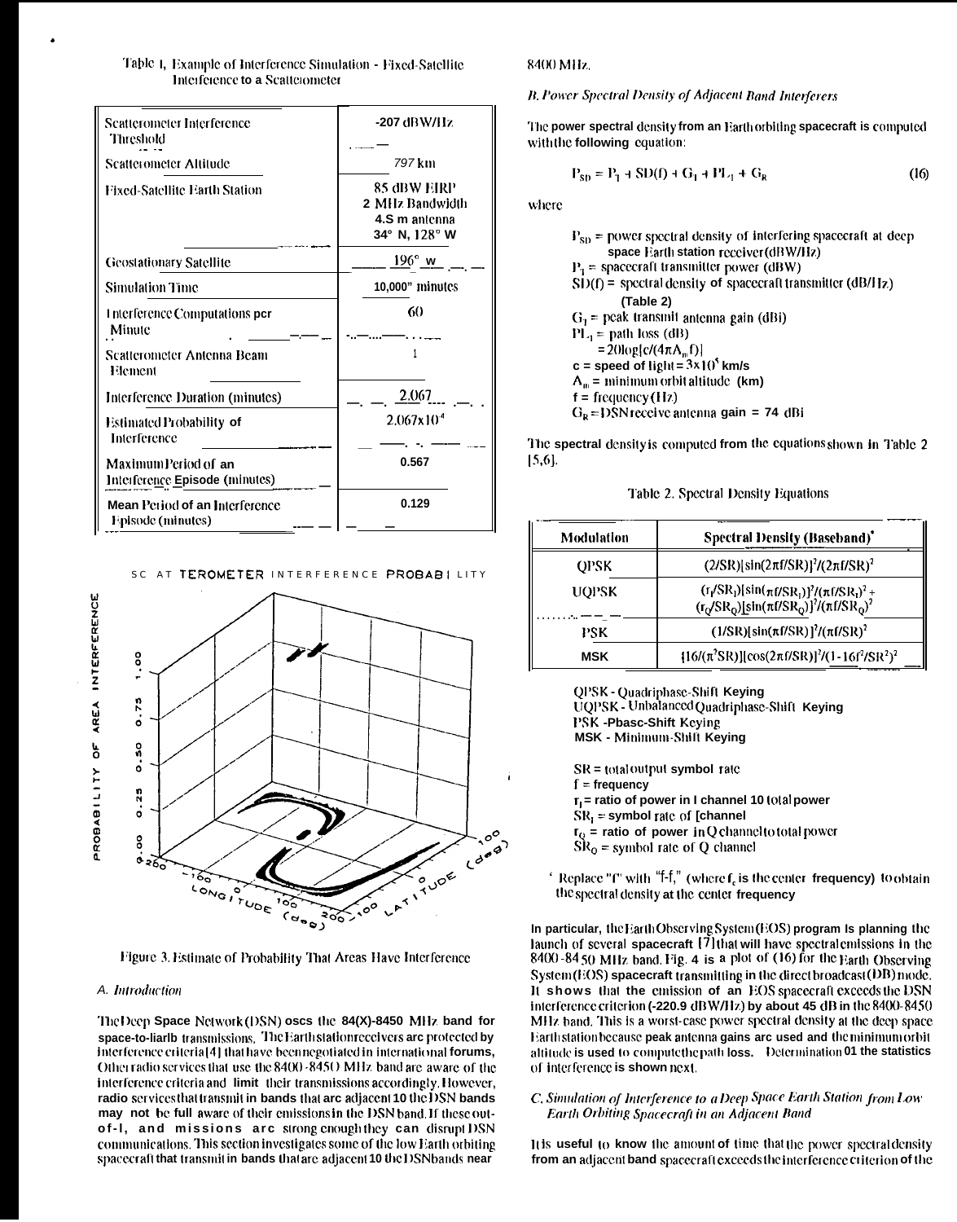Table 1, Example of Interference Simulation - Fixed-Satellite Interference to a Scatterometer

| | |
|---|---|
| Scatterometer Interference Threshold | -207 dBW/Hz |
| Scatterometer Altitude | 797 km |
| Fixed-Satellite Earth Station | 85 dBW EIRP<br>2 MHz Bandwidth<br>4.5 m antenna<br>34° N, 128° W |
| Geostationary Satellite | 196° W |
| Simulation Time | 10,000 minutes |
| Interference Computations per Minute | 60 |
| Scatterometer Antenna Beam Element | 1 |
| Interference Duration (minutes) | 2.067 |
| Estimated Probability of Interference | $2.067\times10^{-4}$ |
| Maximum Period of an Interference Episode (minutes) | 0.567 |
| Mean Period of an Interference Episode (minutes) | 0.129 |

Figure 3. Estimate of Probability That Areas Have Interference

*A. Introduction*

The Deep Space Network (DSN) uses the 8400-8450 MHz band for space-to-Earth transmissions. The Earth station receivers are protected by interference criteria [4] that have been negotiated in international forums. Other radio services that use the 8400-8450 MHz band are aware of the interference criteria and limit their transmissions accordingly. However, radio services that transmit in bands that are adjacent to the DSN bands may not be fully aware of their emissions in the DSN band. If these out-of-band emissions are strong enough they can disrupt DSN communications. This section investigates some of the low Earth orbiting spacecraft that transmit in bands that are adjacent to the DSN bands near 8400 MHz.

*B. Power Spectral Density of Adjacent Band Interferers*

The power spectral density from an Earth orbiting spacecraft is computed with the following equation:

$$P_{SD} = P_T + SD(f) + G_T + PL_T + G_R \tag{16}$$

where

$P_{SD}$ = power spectral density of interfering spacecraft at deep space Earth station receiver (dBW/Hz)
$P_T$ = spacecraft transmitter power (dBW)
$SD(f)$ = spectral density of spacecraft transmitter (dB/Hz) (Table 2)
$G_T$ = peak transmit antenna gain (dBi)
$PL_T$ = path loss (dB)
$= 20\log[c/(4\pi A_m f)]$
c = speed of light = $3\times10^5$ km/s
$A_m$ = minimum orbit altitude (km)
f = frequency (Hz)
$G_R$ = DSN receive antenna gain = 74 dBi

The spectral density is computed from the equations shown in Table 2 [5,6].

Table 2. Spectral Density Equations

| Modulation | Spectral Density (Baseband)* |
|---|---|
| QPSK | $(2/SR)[\sin(2\pi f/SR)]^2/(2\pi f/SR)^2$ |
| UQPSK | $(r_I/SR_I)[\sin(\pi f/SR_I)]^2/(\pi f/SR_I)^2 + (r_Q/SR_Q)[\sin(\pi f/SR_Q)]^2/(\pi f/SR_Q)^2$ |
| PSK | $(1/SR)[\sin(\pi f/SR)]^2/(\pi f/SR)^2$ |
| MSK | $[16/(\pi^2 SR)][\cos(2\pi f/SR)]^2/(1-16f^2/SR^2)^2$ |

QPSK - Quadriphase-Shift Keying
UQPSK - Unbalanced Quadriphase-Shift Keying
PSK - Phase-Shift Keying
MSK - Minimum-Shift Keying

SR = total output symbol rate
f = frequency
$r_I$ = ratio of power in I channel to total power
$SR_I$ = symbol rate of I channel
$r_Q$ = ratio of power in Q channel to total power
$SR_Q$ = symbol rate of Q channel

* Replace "f" with "f-$f_c$," (where $f_c$ is the center frequency) to obtain the spectral density at the center frequency

In particular, the Earth Observing System (EOS) program is planning the launch of several spacecraft [7] that will have spectral emissions in the 8400-8450 MHz band. Fig. 4 is a plot of (16) for the Earth Observing System (EOS) spacecraft transmitting in the direct broadcast (DB) mode. It shows that the emission of an EOS spacecraft exceeds the DSN interference criterion (-220.9 dBW/Hz) by about 45 dB in the 8400-8450 MHz band. This is a worst-case power spectral density at the deep space Earth station because peak antenna gains are used and the minimum orbit altitude is used to compute the path loss. Determination of the statistics of interference is shown next.

*C. Simulation of Interference to a Deep Space Earth Station from Low Earth Orbiting Spacecraft in an Adjacent Band*

It is useful to know the amount of time that the power spectral density from an adjacent band spacecraft exceeds the interference criterion of the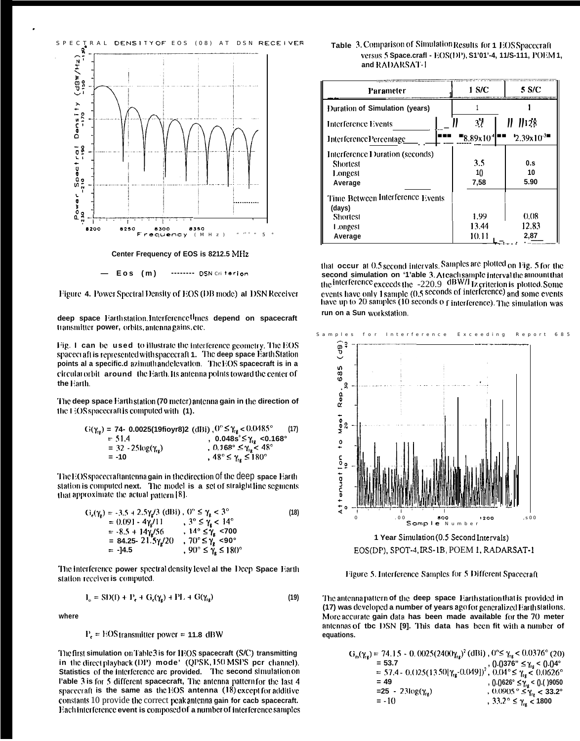SPECTRAL DENSITY OF EOS (DB) AT DSN RECEIVER

Center Frequency of EOS is 8212.5 MHz

— Eos (m) -------- DSN Criterion

Figure 4. Power Spectral Density of EOS (DB mode) at DSN Receiver

deep space Earth station. Interference times depend on spacecraft transmitter power, orbits, antenna gains, etc.

Fig. 1 can be used to illustrate the interference geometry. The EOS spacecraft is represented with spacecraft 1. The deep space Earth Station points at a specific azimuth and elevation. The EOS spacecraft is in a circular orbit around the Earth. Its antenna points toward the center of the Earth.

The deep space Earth station (70 meter) antenna gain in the direction of the EOS spacecraft is computed with (1).

$$G(\gamma_{rg}) = 74 - 0.0025(19fioyr8)2 \text{ (dBi)}, 0° \le \gamma_{rg} < 0.0485° \quad (17)$$
$$= 51.4 \quad , 0.048s° \le \gamma_{rg} < 0.168°$$
$$= 32 - 25\log(\gamma_{rg}) \quad , 0.168° \le \gamma_{rg} < 48°$$
$$= -10 \quad , 48° \le \gamma_{rg} \le 180°$$

The EOS spacecraft antenna gain in the direction of the deep space Earth station is computed next. The model is a set of straight line segments that approximate the actual pattern [8].

$$G_e(\gamma_g) = -3.5 + 2.5\gamma_g/3 \text{ (dBi)}, 0° \le \gamma_g < 3° \quad (18)$$
$$= 0.091 - 4\gamma_g/11 \quad , 3° \le \gamma_g < 14°$$
$$= -8.5 + 14\gamma_g/56 \quad , 14° \le \gamma_g < 700$$
$$= 84.25 - 21.5\gamma_g/20 \quad , 70° \le \gamma_g < 90°$$
$$= -14.5 \quad , 90° \le \gamma_g \le 180°$$

The interference power spectral density level at the Deep Space Earth station receiver is computed.

$$I_o = SD(f) + P_e + G_e(\gamma_g) + PL + G(\gamma_{rg}) \quad (19)$$

where

$P_e$ = EOS transmitter power = 11.8 dBW

The first simulation on Table 3 is for 1 EOS spacecraft (S/C) transmitting in the direct playback (DP) mode' (QPSK, 150 MSPS per channel). Statistics of the interference are provided. The second simulation on Table 3 is for 5 different spacecraft. The antenna pattern for the last 4 spacecraft is the same as the EOS antenna (18) except for additive constants to provide the correct peak antenna gain for each spacecraft. Each interference event is composed of a number of interference samples

Table 3. Comparison of Simulation Results for 1 EOS Spacecraft versus 5 Spacecraft - EOS(DP), SPOT-4, IRS-1B, POEM 1, and RADARSAT-1

| Parameter | 1 S/C | 5 S/C |
|---|---|---|
| Duration of Simulation (years) | 1 | 1 |
| Interference Events | 37 | 128 |
| Interference Percentage | 8.89x10[-4] | 2.39x10[-3] |
| Interference Duration (seconds) | | |
| Shortest | 3.5 | 0.5 |
| Longest | 10 | 10 |
| Average | 7.58 | 5.90 |
| Time Between Interference Events (days) | | |
| Shortest | 1.99 | 0.08 |
| Longest | 13.44 | 12.83 |
| Average | 10.11 | 2.87 |

that occur at 0.5 second intervals. Samples are plotted on Fig. 5 for the second simulation on Table 3. At each sample interval the amount that the interference exceeds the -220.9 dBW/Hz criterion is plotted. Some events have only 1 sample (0.5 seconds of interference) and some events have up to 20 samples (10 seconds of interference). The simulation was run on a Sun workstation.

Samples for Interference Exceeding Report 685

1 Year Simulation (0.5 Second Intervals)
EOS(DP), SPOT-4, IRS-1B, POEM 1, RADARSAT-1

Figure 5. Interference Samples for 5 Different Spacecraft

The antenna pattern of the deep space Earth station that is provided in (17) was developed a number of years ago for generalized Earth stations. More accurate gain data has been made available for the 70 meter antennas of the DSN [9]. This data has been fit with a number of equations.

$$G_m(\gamma_{rg}) = 74.15 - 0.0025(2400\gamma_{rg})^2 \text{ (dBi)}, 0° \le \gamma_{rg} < 0.0376° \quad (20)$$
$$= 53.7 \quad , 0.0376° \le \gamma_{rg} < 0.04°$$
$$= 57.4 - 0.025(1350[\gamma_{rg} - 0.049])^2, 0.04° \le \gamma_{rg} < 0.0626°$$
$$= 49 \quad , 0.0626° \le \gamma_{rg} < 0.09050$$
$$= 25 - 23\log(\gamma_{rg}) \quad , 0.0905° \le \gamma_{rg} < 33.2°$$
$$= -10 \quad , 33.2° \le \gamma_{rg} < 1800$$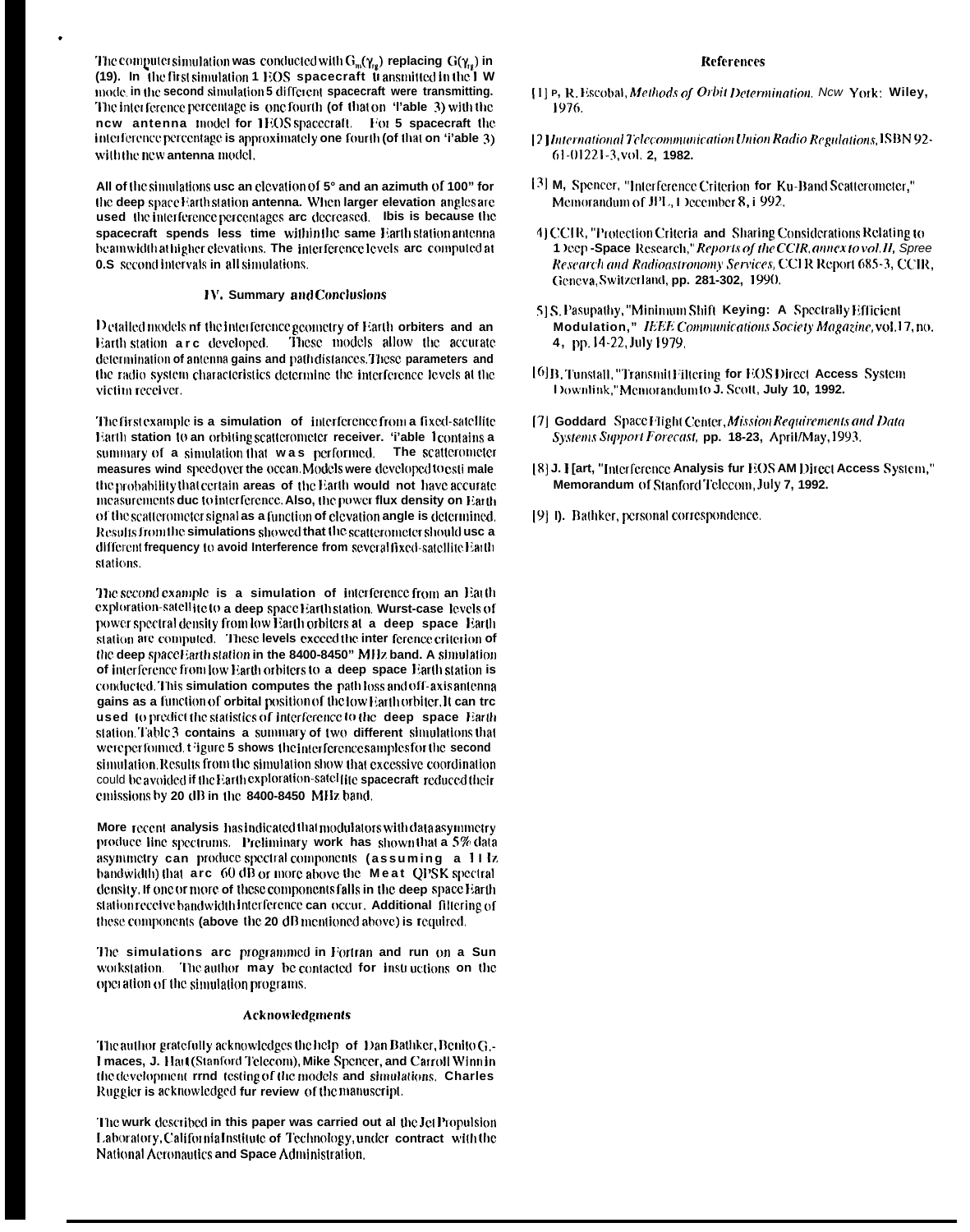The computer simulation was conducted with $G_m(\gamma_{rg})$ replacing $G(\gamma_{rg})$ in (19). In the first simulation 1 EOS spacecraft transmitted in the 1 W mode, in the second simulation 5 different spacecraft were transmitting. The interference percentage is one fourth (of that on Table 3) with the new antenna model for 1 EOS spacecraft. For 5 spacecraft the interference percentage is approximately one fourth (of that on Table 3) with the new antenna model.

All of the simulations use an elevation of 5° and an azimuth of 100° for the deep space Earth station antenna. When larger elevation angles are used the interference percentages are decreased. This is because the spacecraft spends less time within the same Earth station antenna beamwidth at higher elevations. The interference levels are computed at 0.5 second intervals in all simulations.

## IV. Summary and Conclusions

Detailed models of the interference geometry of Earth orbiters and an Earth station are developed. These models allow the accurate determination of antenna gains and path distances. These parameters and the radio system characteristics determine the interference levels at the victim receiver.

The first example is a simulation of interference from a fixed-satellite Earth station to an orbiting scatterometer receiver. Table 1 contains a summary of a simulation that was performed. The scatterometer measures wind speed over the ocean. Models were developed to estimate the probability that certain areas of the Earth would not have accurate measurements due to interference. Also, the power flux density on Earth of the scatterometer signal as a function of elevation angle is determined. Results from the simulations showed that the scatterometer should use a different frequency to avoid interference from several fixed-satellite Earth stations.

The second example is a simulation of interference from an Earth exploration-satellite to a deep space Earth station. Worst-case levels of power spectral density from low Earth orbiters at a deep space Earth station are computed. These levels exceed the interference criterion of the deep space Earth station in the 8400-8450 MHz band. A simulation of interference from low Earth orbiters to a deep space Earth station is conducted. This simulation computes the path loss and off-axis antenna gains as a function of orbital position of the low Earth orbiter. It can be used to predict the statistics of interference to the deep space Earth station. Table 3 contains a summary of two different simulations that were performed. Figure 5 shows the interference samples for the second simulation. Results from the simulation show that excessive coordination could be avoided if the Earth exploration-satellite spacecraft reduced their emissions by 20 dB in the 8400-8450 MHz band.

More recent analysis has indicated that modulators with data asymmetry produce line spectrums. Preliminary work has shown that a 5% data asymmetry can produce spectral components (assuming a 1 Hz bandwidth) that are 60 dB or more above the Meat QPSK spectral density. If one or more of these components falls in the deep space Earth station receive bandwidth interference can occur. Additional filtering of these components (above the 20 dB mentioned above) is required.

The simulations are programmed in Fortran and run on a Sun workstation. The author may be contacted for instructions on the operation of the simulation programs.

### Acknowledgments

The author gratefully acknowledges the help of Dan Bathker, Benito G.-Imaces, J. Hart (Stanford Telecom), Mike Spencer, and Carroll Winn in the development and testing of the models and simulations. Charles Ruggier is acknowledged fur review of the manuscript.

The work described in this paper was carried out at the Jet Propulsion Laboratory, California Institute of Technology, under contract with the National Aeronautics and Space Administration.

### References

[1] P. R. Escobal, *Methods of Orbit Determination*. New York: Wiley, 1976.

[2] *International Telecommunication Union Radio Regulations*, ISBN 92-61-01221-3, vol. 2, 1982.

[3] M. Spencer, "Interference Criterion for Ku-Band Scatterometer," Memorandum of JPL, December 8, 1992.

[4] CCIR, "Protection Criteria and Sharing Considerations Relating to Deep-Space Research," *Reports of the CCIR, annex to vol. II, Space Research and Radioastronomy Services*, CCIR Report 685-3, CCIR, Geneva, Switzerland, pp. 281-302, 1990.

[5] S. Pasupathy, "Minimum Shift Keying: A Spectrally Efficient Modulation," *IEEE Communications Society Magazine*, vol. 17, no. 4, pp. 14-22, July 1979.

[6] B. Tunstall, "Transmit Filtering for EOS Direct Access System Downlink," Memorandum to J. Scott, July 10, 1992.

[7] Goddard Space Flight Center, *Mission Requirements and Data Systems Support Forecast*, pp. 18-23, April/May, 1993.

[8] J. Hart, "Interference Analysis fur EOS AM Direct Access System," Memorandum of Stanford Telecom, July 7, 1992.

[9] D. Bathker, personal correspondence.